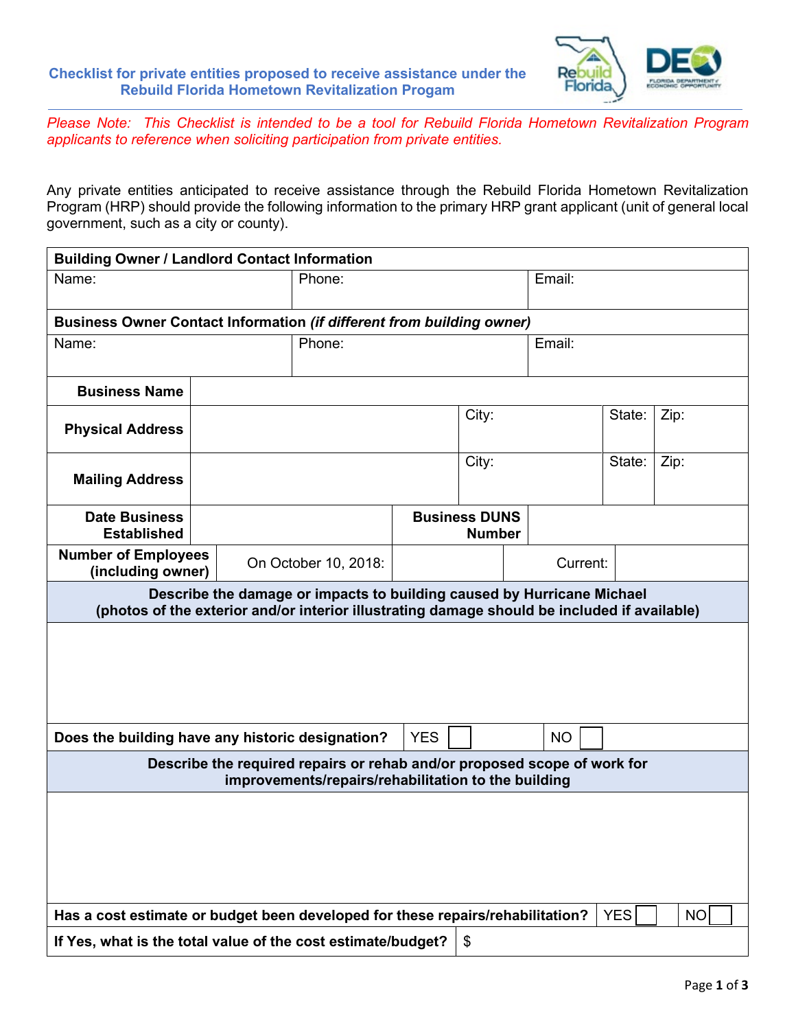## Checklist for private entities proposed to receive assistance under the Rebuild Florida Hometown Revitalization Progam

*Please Note: This Checklist is intended to be a tool for Rebuild Florida Hometown Revitalization Program applicants to reference when soliciting participation from private entities.*

Any private entities anticipated to receive assistance through the Rebuild Florida Hometown Revitalization Program (HRP) should provide the following information to the primary HRP grant applicant (unit of general local government, such as a city or county).

| **Building Owner / Landlord Contact Information** | | |
|---|---|---|
| Name: | Phone: | Email: |

| **Business Owner Contact Information *(if different from building owner)*** | | |
|---|---|---|
| Name: | Phone: | Email: |

| | | | | |
|---|---|---|---|---|
| **Business Name** | | | | |
| **Physical Address** | | City: | State: | Zip: |
| **Mailing Address** | | City: | State: | Zip: |
| **Date Business Established** | | **Business DUNS Number** | | |
| **Number of Employees (including owner)** | On October 10, 2018: | | Current: | |

| **Describe the damage or impacts to building caused by Hurricane Michael (photos of the exterior and/or interior illustrating damage should be included if available)** | | |
|---|---|---|
| | | |
| **Does the building have any historic designation?** | YES ☐ | NO ☐ |

| **Describe the required repairs or rehab and/or proposed scope of work for improvements/repairs/rehabilitation to the building** | | |
|---|---|---|
| | | |
| **Has a cost estimate or budget been developed for these repairs/rehabilitation?** | YES ☐ | NO ☐ |
| **If Yes, what is the total value of the cost estimate/budget?** | $ | |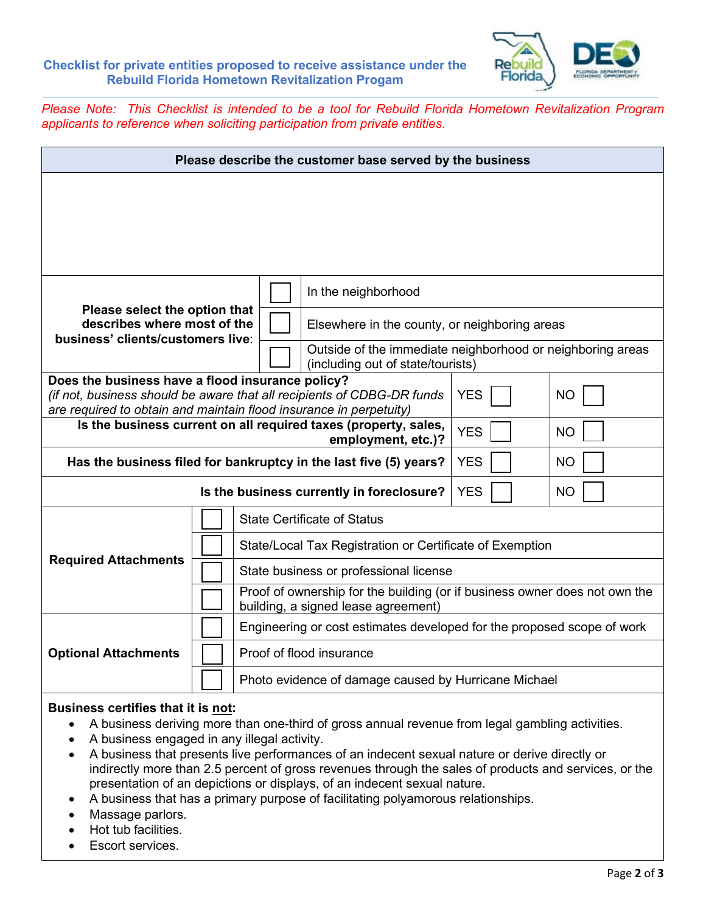**Checklist for private entities proposed to receive assistance under the Rebuild Florida Hometown Revitalization Progam**

*Please Note: This Checklist is intended to be a tool for Rebuild Florida Hometown Revitalization Program applicants to reference when soliciting participation from private entities.*

| **Please describe the customer base served by the business** | | | | |
|---|---|---|---|---|
| | | | | |
| **Please select the option that describes where most of the business' clients/customers live:** | ☐ | In the neighborhood | | |
| | ☐ | Elsewhere in the county, or neighboring areas | | |
| | ☐ | Outside of the immediate neighborhood or neighboring areas (including out of state/tourists) | | |
| **Does the business have a flood insurance policy?** *(if not, business should be aware that all recipients of CDBG-DR funds are required to obtain and maintain flood insurance in perpetuity)* | | | YES ☐ | NO ☐ |
| **Is the business current on all required taxes (property, sales, employment, etc.)?** | | | YES ☐ | NO ☐ |
| **Has the business filed for bankruptcy in the last five (5) years?** | | | YES ☐ | NO ☐ |
| **Is the business currently in foreclosure?** | | | YES ☐ | NO ☐ |
| **Required Attachments** | ☐ | State Certificate of Status | | |
| | ☐ | State/Local Tax Registration or Certificate of Exemption | | |
| | ☐ | State business or professional license | | |
| | ☐ | Proof of ownership for the building (or if business owner does not own the building, a signed lease agreement) | | |
| **Optional Attachments** | ☐ | Engineering or cost estimates developed for the proposed scope of work | | |
| | ☐ | Proof of flood insurance | | |
| | ☐ | Photo evidence of damage caused by Hurricane Michael | | |

**Business certifies that it is not:**

- A business deriving more than one-third of gross annual revenue from legal gambling activities.
- A business engaged in any illegal activity.
- A business that presents live performances of an indecent sexual nature or derive directly or indirectly more than 2.5 percent of gross revenues through the sales of products and services, or the presentation of an depictions or displays, of an indecent sexual nature.
- A business that has a primary purpose of facilitating polyamorous relationships.
- Massage parlors.
- Hot tub facilities.
- Escort services.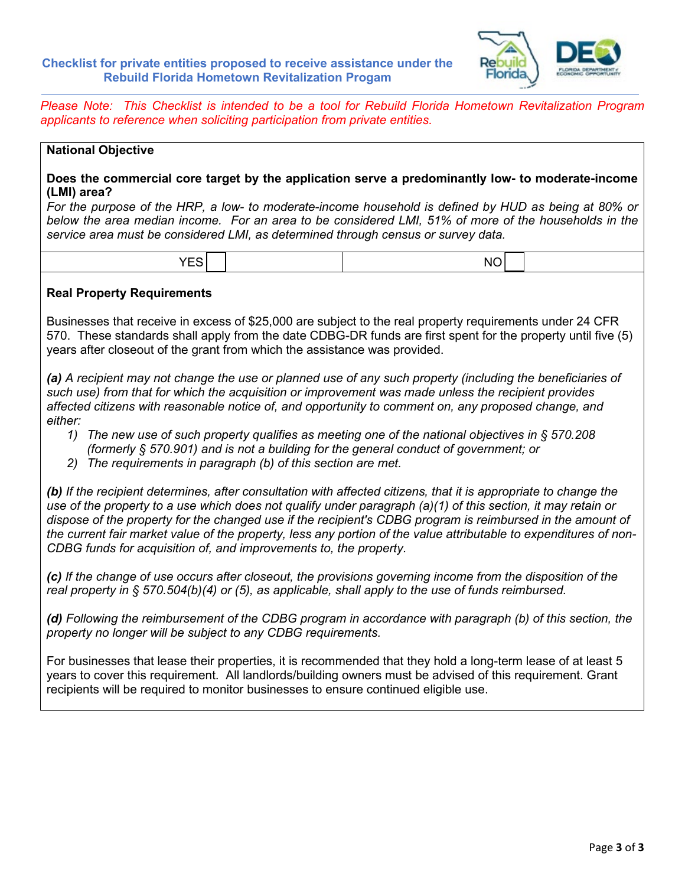## Checklist for private entities proposed to receive assistance under the Rebuild Florida Hometown Revitalization Progam

*Please Note: This Checklist is intended to be a tool for Rebuild Florida Hometown Revitalization Program applicants to reference when soliciting participation from private entities.*

### National Objective

**Does the commercial core target by the application serve a predominantly low- to moderate-income (LMI) area?**

*For the purpose of the HRP, a low- to moderate-income household is defined by HUD as being at 80% or below the area median income. For an area to be considered LMI, 51% of more of the households in the service area must be considered LMI, as determined through census or survey data.*

| | |
|---|---|
| YES ☐ | NO ☐ |

### Real Property Requirements

Businesses that receive in excess of $25,000 are subject to the real property requirements under 24 CFR 570. These standards shall apply from the date CDBG-DR funds are first spent for the property until five (5) years after closeout of the grant from which the assistance was provided.

***(a)*** *A recipient may not change the use or planned use of any such property (including the beneficiaries of such use) from that for which the acquisition or improvement was made unless the recipient provides affected citizens with reasonable notice of, and opportunity to comment on, any proposed change, and either:*

1) *The new use of such property qualifies as meeting one of the national objectives in § 570.208 (formerly § 570.901) and is not a building for the general conduct of government; or*
2) *The requirements in paragraph (b) of this section are met.*

***(b)*** *If the recipient determines, after consultation with affected citizens, that it is appropriate to change the use of the property to a use which does not qualify under paragraph (a)(1) of this section, it may retain or dispose of the property for the changed use if the recipient's CDBG program is reimbursed in the amount of the current fair market value of the property, less any portion of the value attributable to expenditures of non-CDBG funds for acquisition of, and improvements to, the property.*

***(c)*** *If the change of use occurs after closeout, the provisions governing income from the disposition of the real property in § 570.504(b)(4) or (5), as applicable, shall apply to the use of funds reimbursed.*

***(d)*** *Following the reimbursement of the CDBG program in accordance with paragraph (b) of this section, the property no longer will be subject to any CDBG requirements.*

For businesses that lease their properties, it is recommended that they hold a long-term lease of at least 5 years to cover this requirement. All landlords/building owners must be advised of this requirement. Grant recipients will be required to monitor businesses to ensure continued eligible use.